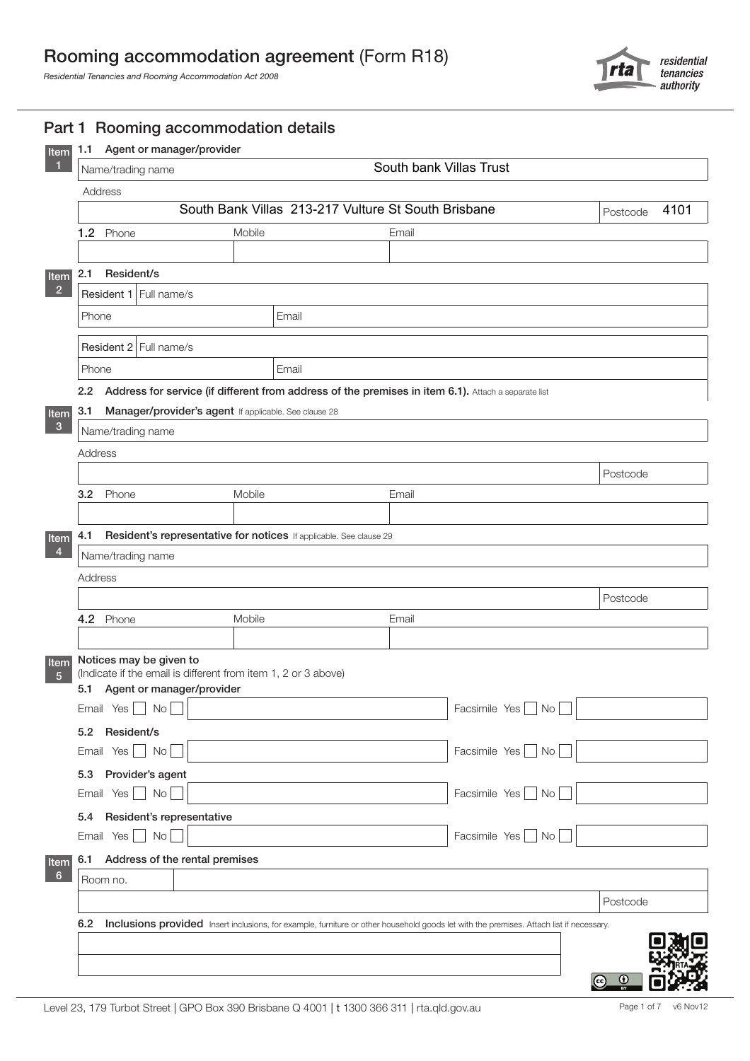# Rooming accommodation agreement (Form R18)

*Residential Tenancies and Rooming Accommodation Act 2008*

## Part 1 Rooming accommodation details

### Item 1

**1.1 Agent or manager/provider**

Name/trading name: South bank Villas Trust

Address: South Bank Villas 213-217 Vulture St South Brisbane    Postcode: 4101

**1.2** Phone | Mobile | Email

### Item 2

**2.1 Resident/s**

Resident 1 Full name/s

Phone | Email

Resident 2 Full name/s

Phone | Email

**2.2 Address for service (if different from address of the premises in item 6.1).** Attach a separate list

### Item 3

**3.1 Manager/provider's agent** If applicable. See clause 28

Name/trading name

Address    Postcode

**3.2** Phone | Mobile | Email

### Item 4

**4.1 Resident's representative for notices** If applicable. See clause 29

Name/trading name

Address    Postcode

**4.2** Phone | Mobile | Email

### Item 5

**Notices may be given to**
(Indicate if the email is different from item 1, 2 or 3 above)

**5.1 Agent or manager/provider**
Email Yes ☐ No ☐    Facsimile Yes ☐ No ☐

**5.2 Resident/s**
Email Yes ☐ No ☐    Facsimile Yes ☐ No ☐

**5.3 Provider's agent**
Email Yes ☐ No ☐    Facsimile Yes ☐ No ☐

**5.4 Resident's representative**
Email Yes ☐ No ☐    Facsimile Yes ☐ No ☐

### Item 6

**6.1 Address of the rental premises**

Room no.

Postcode

**6.2 Inclusions provided** Insert inclusions, for example, furniture or other household goods let with the premises. Attach list if necessary.

Level 23, 179 Turbot Street | GPO Box 390 Brisbane Q 4001 | t 1300 366 311 | rta.qld.gov.au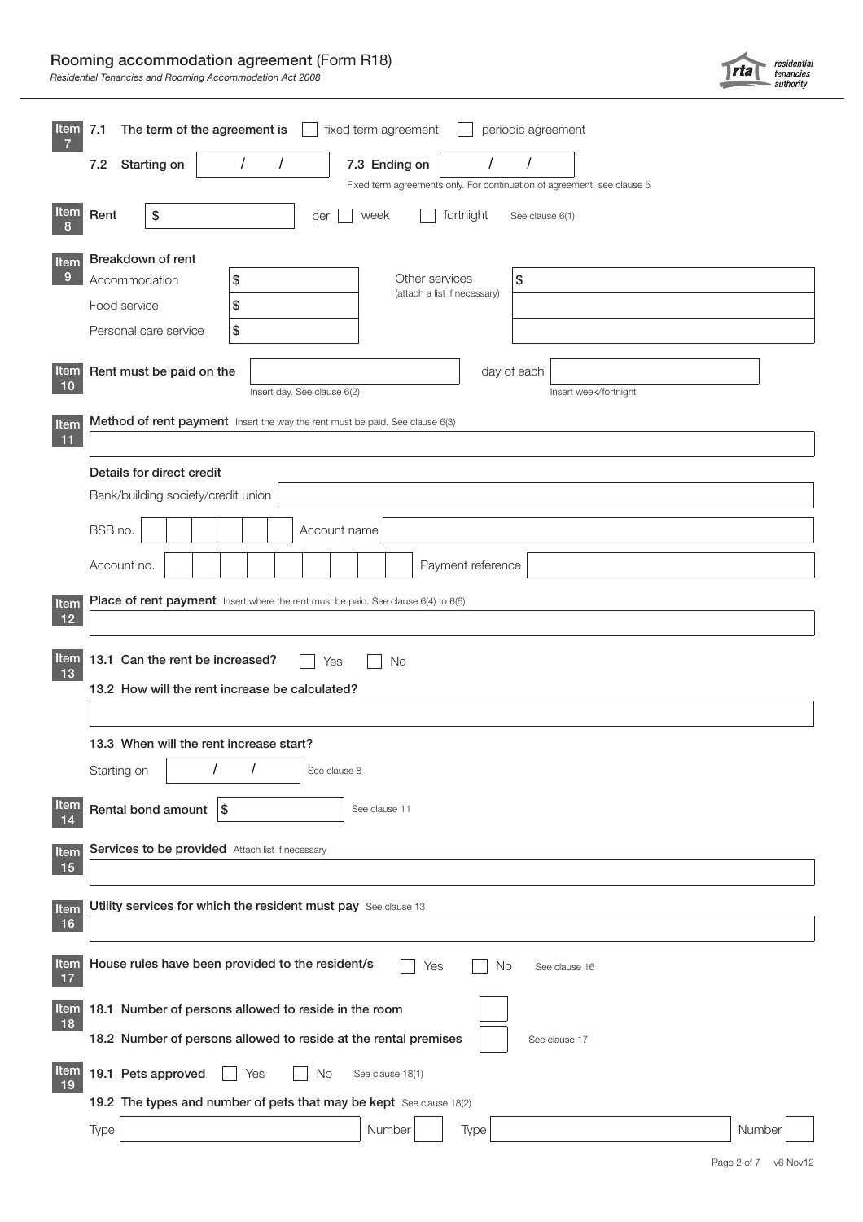# Rooming accommodation agreement (Form R18)

*Residential Tenancies and Rooming Accommodation Act 2008*

**Item 7**

**7.1 The term of the agreement is** ☐ fixed term agreement ☐ periodic agreement

**7.2 Starting on** / / **7.3 Ending on** / /

Fixed term agreements only. For continuation of agreement, see clause 5

**Item 8**

**Rent** $ per ☐ week ☐ fortnight See clause 6(1)

**Item 9**

**Breakdown of rent**

| | | | |
|---|---|---|---|
| Accommodation | $ | Other services (attach a list if necessary) | $ |
| Food service | $ | | |
| Personal care service | $ | | |

**Item 10**

**Rent must be paid on the** ____________ day of each ____________

Insert day. See clause 6(2) — Insert week/fortnight

**Item 11**

**Method of rent payment** Insert the way the rent must be paid. See clause 6(3)

**Details for direct credit**

Bank/building society/credit union

BSB no. Account name

Account no. Payment reference

**Item 12**

**Place of rent payment** Insert where the rent must be paid. See clause 6(4) to 6(6)

**Item 13**

**13.1 Can the rent be increased?** ☐ Yes ☐ No

**13.2 How will the rent increase be calculated?**

**13.3 When will the rent increase start?**

Starting on / / See clause 8

**Item 14**

**Rental bond amount** $ See clause 11

**Item 15**

**Services to be provided** Attach list if necessary

**Item 16**

**Utility services for which the resident must pay** See clause 13

**Item 17**

**House rules have been provided to the resident/s** ☐ Yes ☐ No See clause 16

**Item 18**

**18.1 Number of persons allowed to reside in the room** ☐

**18.2 Number of persons allowed to reside at the rental premises** ☐ See clause 17

**Item 19**

**19.1 Pets approved** ☐ Yes ☐ No See clause 18(1)

**19.2 The types and number of pets that may be kept** See clause 18(2)

Type ____________ Number ☐ Type ____________ Number ☐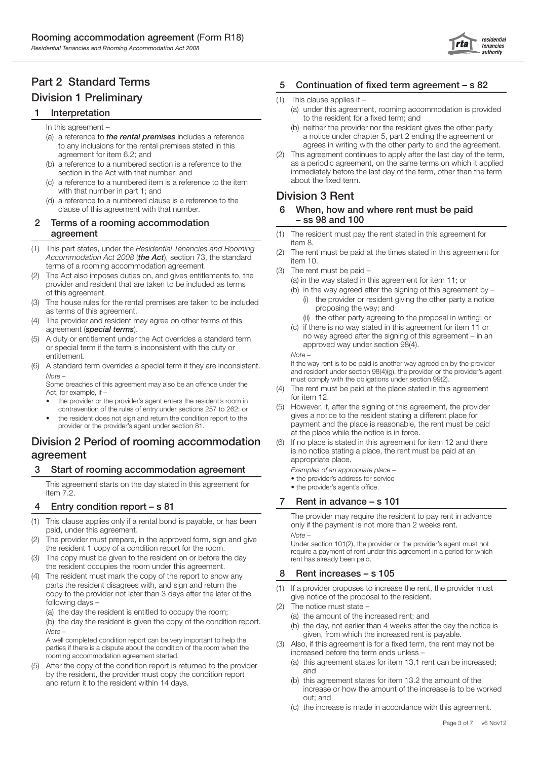# Part 2 Standard Terms

## Division 1 Preliminary

### 1 Interpretation

In this agreement –

(a) a reference to ***the rental premises*** includes a reference to any inclusions for the rental premises stated in this agreement for item 6.2; and

(b) a reference to a numbered section is a reference to the section in the Act with that number; and

(c) a reference to a numbered item is a reference to the item with that number in part 1; and

(d) a reference to a numbered clause is a reference to the clause of this agreement with that number.

### 2 Terms of a rooming accommodation agreement

(1) This part states, under the *Residential Tenancies and Rooming Accommodation Act 2008* (***the Act***), section 73, the standard terms of a rooming accommodation agreement.

(2) The Act also imposes duties on, and gives entitlements to, the provider and resident that are taken to be included as terms of this agreement.

(3) The house rules for the rental premises are taken to be included as terms of this agreement.

(4) The provider and resident may agree on other terms of this agreement (***special terms***).

(5) A duty or entitlement under the Act overrides a standard term or special term if the term is inconsistent with the duty or entitlement.

(6) A standard term overrides a special term if they are inconsistent.

*Note –*

Some breaches of this agreement may also be an offence under the Act, for example, if –

- the provider or the provider's agent enters the resident's room in contravention of the rules of entry under sections 257 to 262; or
- the resident does not sign and return the condition report to the provider or the provider's agent under section 81.

## Division 2 Period of rooming accommodation agreement

### 3 Start of rooming accommodation agreement

This agreement starts on the day stated in this agreement for item 7.2.

### 4 Entry condition report – s 81

(1) This clause applies only if a rental bond is payable, or has been paid, under this agreement.

(2) The provider must prepare, in the approved form, sign and give the resident 1 copy of a condition report for the room.

(3) The copy must be given to the resident on or before the day the resident occupies the room under this agreement.

(4) The resident must mark the copy of the report to show any parts the resident disagrees with, and sign and return the copy to the provider not later than 3 days after the later of the following days –

(a) the day the resident is entitled to occupy the room;

(b) the day the resident is given the copy of the condition report.

*Note –*

A well completed condition report can be very important to help the parties if there is a dispute about the condition of the room when the rooming accommodation agreement started.

(5) After the copy of the condition report is returned to the provider by the resident, the provider must copy the condition report and return it to the resident within 14 days.

### 5 Continuation of fixed term agreement – s 82

(1) This clause applies if –

(a) under this agreement, rooming accommodation is provided to the resident for a fixed term; and

(b) neither the provider nor the resident gives the other party a notice under chapter 5, part 2 ending the agreement or agrees in writing with the other party to end the agreement.

(2) This agreement continues to apply after the last day of the term, as a periodic agreement, on the same terms on which it applied immediately before the last day of the term, other than the term about the fixed term.

## Division 3 Rent

### 6 When, how and where rent must be paid – ss 98 and 100

(1) The resident must pay the rent stated in this agreement for item 8.

(2) The rent must be paid at the times stated in this agreement for item 10.

(3) The rent must be paid –

(a) in the way stated in this agreement for item 11; or

(b) in the way agreed after the signing of this agreement by –

(i) the provider or resident giving the other party a notice proposing the way; and

(ii) the other party agreeing to the proposal in writing; or

(c) if there is no way stated in this agreement for item 11 or no way agreed after the signing of this agreement – in an approved way under section 98(4).

*Note –*

If the way rent is to be paid is another way agreed on by the provider and resident under section 98(4)(g), the provider or the provider's agent must comply with the obligations under section 99(2).

(4) The rent must be paid at the place stated in this agreement for item 12.

(5) However, if, after the signing of this agreement, the provider gives a notice to the resident stating a different place for payment and the place is reasonable, the rent must be paid at the place while the notice is in force.

(6) If no place is stated in this agreement for item 12 and there is no notice stating a place, the rent must be paid at an appropriate place.

*Examples of an appropriate place –*

- the provider's address for service
- the provider's agent's office.

### 7 Rent in advance – s 101

The provider may require the resident to pay rent in advance only if the payment is not more than 2 weeks rent.

*Note –*

Under section 101(2), the provider or the provider's agent must not require a payment of rent under this agreement in a period for which rent has already been paid.

### 8 Rent increases – s 105

(1) If a provider proposes to increase the rent, the provider must give notice of the proposal to the resident.

(2) The notice must state –

(a) the amount of the increased rent; and

(b) the day, not earlier than 4 weeks after the day the notice is given, from which the increased rent is payable.

(3) Also, if this agreement is for a fixed term, the rent may not be increased before the term ends unless –

(a) this agreement states for item 13.1 rent can be increased; and

(b) this agreement states for item 13.2 the amount of the increase or how the amount of the increase is to be worked out; and

(c) the increase is made in accordance with this agreement.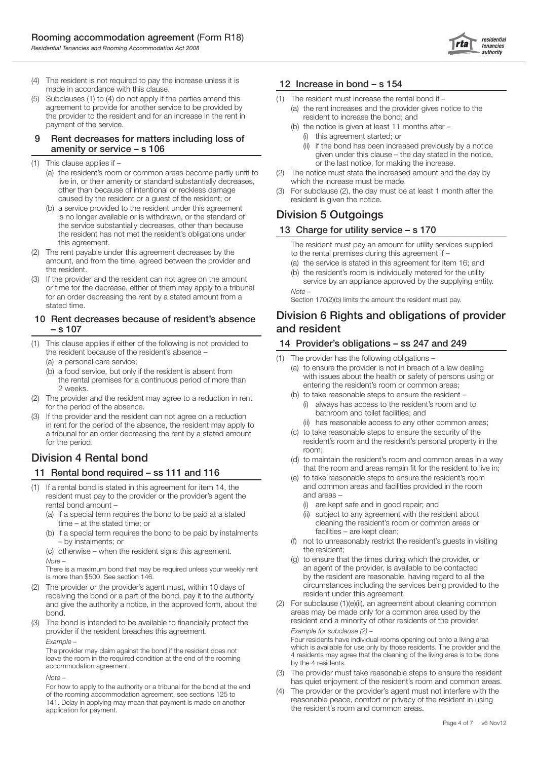(4) The resident is not required to pay the increase unless it is made in accordance with this clause.

(5) Subclauses (1) to (4) do not apply if the parties amend this agreement to provide for another service to be provided by the provider to the resident and for an increase in the rent in payment of the service.

### 9 Rent decreases for matters including loss of amenity or service – s 106

(1) This clause applies if –

(a) the resident's room or common areas become partly unfit to live in, or their amenity or standard substantially decreases, other than because of intentional or reckless damage caused by the resident or a guest of the resident; or

(b) a service provided to the resident under this agreement is no longer available or is withdrawn, or the standard of the service substantially decreases, other than because the resident has not met the resident's obligations under this agreement.

(2) The rent payable under this agreement decreases by the amount, and from the time, agreed between the provider and the resident.

(3) If the provider and the resident can not agree on the amount or time for the decrease, either of them may apply to a tribunal for an order decreasing the rent by a stated amount from a stated time.

### 10 Rent decreases because of resident's absence – s 107

(1) This clause applies if either of the following is not provided to the resident because of the resident's absence –

(a) a personal care service;

(b) a food service, but only if the resident is absent from the rental premises for a continuous period of more than 2 weeks.

(2) The provider and the resident may agree to a reduction in rent for the period of the absence.

(3) If the provider and the resident can not agree on a reduction in rent for the period of the absence, the resident may apply to a tribunal for an order decreasing the rent by a stated amount for the period.

## Division 4 Rental bond

### 11 Rental bond required – ss 111 and 116

(1) If a rental bond is stated in this agreement for item 14, the resident must pay to the provider or the provider's agent the rental bond amount –

(a) if a special term requires the bond to be paid at a stated time – at the stated time; or

(b) if a special term requires the bond to be paid by instalments – by instalments; or

(c) otherwise – when the resident signs this agreement.

*Note –*

There is a maximum bond that may be required unless your weekly rent is more than $500. See section 146.

(2) The provider or the provider's agent must, within 10 days of receiving the bond or a part of the bond, pay it to the authority and give the authority a notice, in the approved form, about the bond.

(3) The bond is intended to be available to financially protect the provider if the resident breaches this agreement.

*Example –*

The provider may claim against the bond if the resident does not leave the room in the required condition at the end of the rooming accommodation agreement.

*Note –*

For how to apply to the authority or a tribunal for the bond at the end of the rooming accommodation agreement, see sections 125 to 141. Delay in applying may mean that payment is made on another application for payment.

### 12 Increase in bond – s 154

(1) The resident must increase the rental bond if –

(a) the rent increases and the provider gives notice to the resident to increase the bond; and

(b) the notice is given at least 11 months after –

(i) this agreement started; or

(ii) if the bond has been increased previously by a notice given under this clause – the day stated in the notice, or the last notice, for making the increase.

(2) The notice must state the increased amount and the day by which the increase must be made.

(3) For subclause (2), the day must be at least 1 month after the resident is given the notice.

## Division 5 Outgoings

### 13 Charge for utility service – s 170

The resident must pay an amount for utility services supplied to the rental premises during this agreement if –

(a) the service is stated in this agreement for item 16; and

(b) the resident's room is individually metered for the utility service by an appliance approved by the supplying entity.

*Note –*

Section 170(2)(b) limits the amount the resident must pay.

## Division 6 Rights and obligations of provider and resident

### 14 Provider's obligations – ss 247 and 249

(1) The provider has the following obligations –

(a) to ensure the provider is not in breach of a law dealing with issues about the health or safety of persons using or entering the resident's room or common areas;

(b) to take reasonable steps to ensure the resident –

(i) always has access to the resident's room and to bathroom and toilet facilities; and

(ii) has reasonable access to any other common areas;

(c) to take reasonable steps to ensure the security of the resident's room and the resident's personal property in the room;

(d) to maintain the resident's room and common areas in a way that the room and areas remain fit for the resident to live in;

(e) to take reasonable steps to ensure the resident's room and common areas and facilities provided in the room and areas –

(i) are kept safe and in good repair; and

(ii) subject to any agreement with the resident about cleaning the resident's room or common areas or facilities – are kept clean;

(f) not to unreasonably restrict the resident's guests in visiting the resident;

(g) to ensure that the times during which the provider, or an agent of the provider, is available to be contacted by the resident are reasonable, having regard to all the circumstances including the services being provided to the resident under this agreement.

(2) For subclause (1)(e)(ii), an agreement about cleaning common areas may be made only for a common area used by the resident and a minority of other residents of the provider.

*Example for subclause (2) –*

Four residents have individual rooms opening out onto a living area which is available for use only by those residents. The provider and the 4 residents may agree that the cleaning of the living area is to be done by the 4 residents.

(3) The provider must take reasonable steps to ensure the resident has quiet enjoyment of the resident's room and common areas.

(4) The provider or the provider's agent must not interfere with the reasonable peace, comfort or privacy of the resident in using the resident's room and common areas.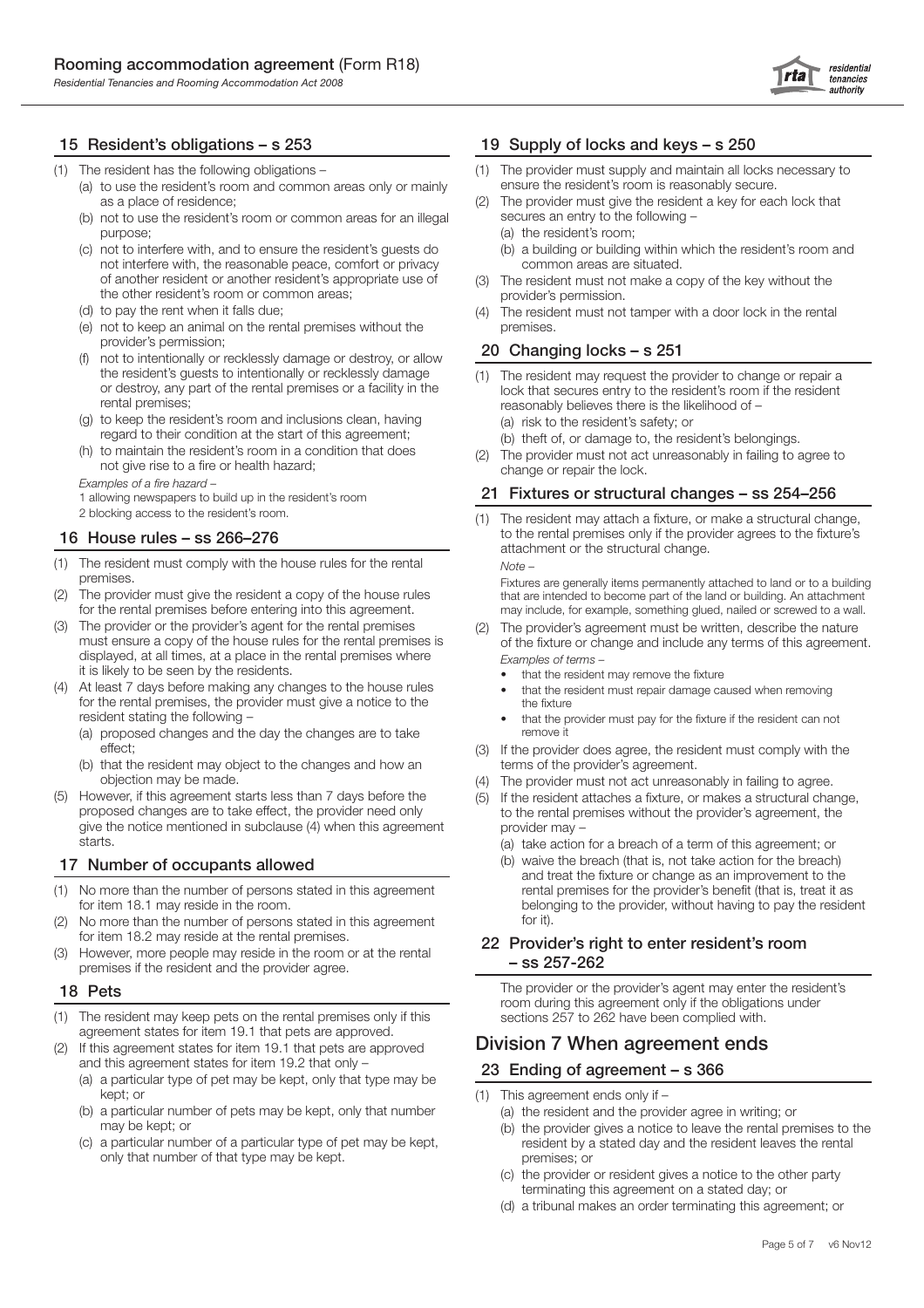## 15 Resident's obligations – s 253

(1) The resident has the following obligations –
   (a) to use the resident's room and common areas only or mainly as a place of residence;
   (b) not to use the resident's room or common areas for an illegal purpose;
   (c) not to interfere with, and to ensure the resident's guests do not interfere with, the reasonable peace, comfort or privacy of another resident or another resident's appropriate use of the other resident's room or common areas;
   (d) to pay the rent when it falls due;
   (e) not to keep an animal on the rental premises without the provider's permission;
   (f) not to intentionally or recklessly damage or destroy, or allow the resident's guests to intentionally or recklessly damage or destroy, any part of the rental premises or a facility in the rental premises;
   (g) to keep the resident's room and inclusions clean, having regard to their condition at the start of this agreement;
   (h) to maintain the resident's room in a condition that does not give rise to a fire or health hazard;

*Examples of a fire hazard –*

1 allowing newspapers to build up in the resident's room

2 blocking access to the resident's room.

## 16 House rules – ss 266–276

(1) The resident must comply with the house rules for the rental premises.

(2) The provider must give the resident a copy of the house rules for the rental premises before entering into this agreement.

(3) The provider or the provider's agent for the rental premises must ensure a copy of the house rules for the rental premises is displayed, at all times, at a place in the rental premises where it is likely to be seen by the residents.

(4) At least 7 days before making any changes to the house rules for the rental premises, the provider must give a notice to the resident stating the following –
   (a) proposed changes and the day the changes are to take effect;
   (b) that the resident may object to the changes and how an objection may be made.

(5) However, if this agreement starts less than 7 days before the proposed changes are to take effect, the provider need only give the notice mentioned in subclause (4) when this agreement starts.

## 17 Number of occupants allowed

(1) No more than the number of persons stated in this agreement for item 18.1 may reside in the room.

(2) No more than the number of persons stated in this agreement for item 18.2 may reside at the rental premises.

(3) However, more people may reside in the room or at the rental premises if the resident and the provider agree.

## 18 Pets

(1) The resident may keep pets on the rental premises only if this agreement states for item 19.1 that pets are approved.

(2) If this agreement states for item 19.1 that pets are approved and this agreement states for item 19.2 that only –
   (a) a particular type of pet may be kept, only that type may be kept; or
   (b) a particular number of pets may be kept, only that number may be kept; or
   (c) a particular number of a particular type of pet may be kept, only that number of that type may be kept.

## 19 Supply of locks and keys – s 250

(1) The provider must supply and maintain all locks necessary to ensure the resident's room is reasonably secure.

(2) The provider must give the resident a key for each lock that secures an entry to the following –
   (a) the resident's room;
   (b) a building or building within which the resident's room and common areas are situated.

(3) The resident must not make a copy of the key without the provider's permission.

(4) The resident must not tamper with a door lock in the rental premises.

## 20 Changing locks – s 251

(1) The resident may request the provider to change or repair a lock that secures entry to the resident's room if the resident reasonably believes there is the likelihood of –
   (a) risk to the resident's safety; or
   (b) theft of, or damage to, the resident's belongings.

(2) The provider must not act unreasonably in failing to agree to change or repair the lock.

## 21 Fixtures or structural changes – ss 254–256

(1) The resident may attach a fixture, or make a structural change, to the rental premises only if the provider agrees to the fixture's attachment or the structural change.

*Note –*

Fixtures are generally items permanently attached to land or to a building that are intended to become part of the land or building. An attachment may include, for example, something glued, nailed or screwed to a wall.

(2) The provider's agreement must be written, describe the nature of the fixture or change and include any terms of this agreement.

*Examples of terms –*

- that the resident may remove the fixture
- that the resident must repair damage caused when removing the fixture
- that the provider must pay for the fixture if the resident can not remove it

(3) If the provider does agree, the resident must comply with the terms of the provider's agreement.

(4) The provider must not act unreasonably in failing to agree.

(5) If the resident attaches a fixture, or makes a structural change, to the rental premises without the provider's agreement, the provider may –
   (a) take action for a breach of a term of this agreement; or
   (b) waive the breach (that is, not take action for the breach) and treat the fixture or change as an improvement to the rental premises for the provider's benefit (that is, treat it as belonging to the provider, without having to pay the resident for it).

## 22 Provider's right to enter resident's room – ss 257-262

The provider or the provider's agent may enter the resident's room during this agreement only if the obligations under sections 257 to 262 have been complied with.

# Division 7 When agreement ends

## 23 Ending of agreement – s 366

(1) This agreement ends only if –
   (a) the resident and the provider agree in writing; or
   (b) the provider gives a notice to leave the rental premises to the resident by a stated day and the resident leaves the rental premises; or
   (c) the provider or resident gives a notice to the other party terminating this agreement on a stated day; or
   (d) a tribunal makes an order terminating this agreement; or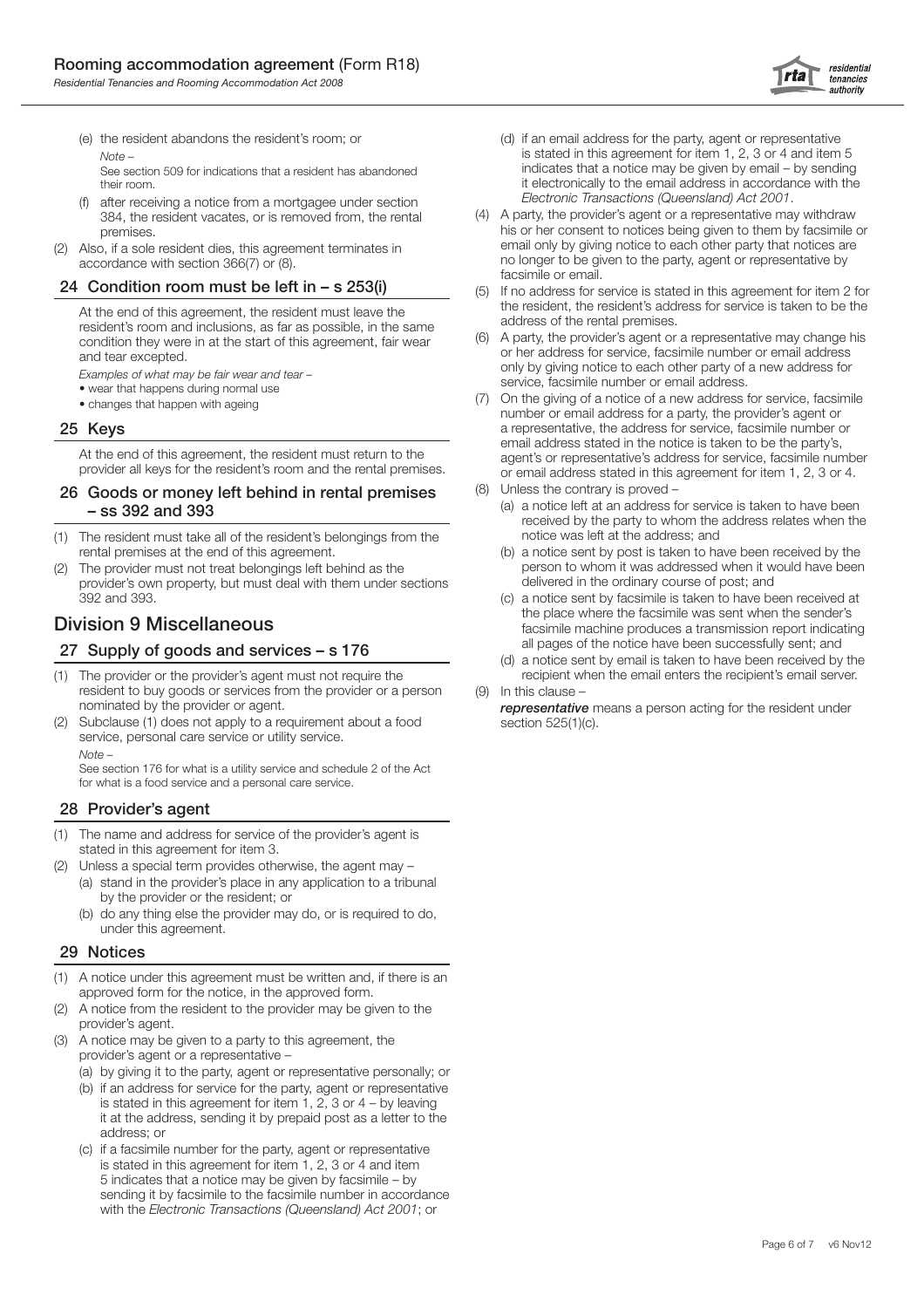(e) the resident abandons the resident's room; or

*Note –*

See section 509 for indications that a resident has abandoned their room.

(f) after receiving a notice from a mortgagee under section 384, the resident vacates, or is removed from, the rental premises.

(2) Also, if a sole resident dies, this agreement terminates in accordance with section 366(7) or (8).

### 24 Condition room must be left in – s 253(i)

At the end of this agreement, the resident must leave the resident's room and inclusions, as far as possible, in the same condition they were in at the start of this agreement, fair wear and tear excepted.

*Examples of what may be fair wear and tear –*

- wear that happens during normal use
- changes that happen with ageing

### 25 Keys

At the end of this agreement, the resident must return to the provider all keys for the resident's room and the rental premises.

### 26 Goods or money left behind in rental premises – ss 392 and 393

(1) The resident must take all of the resident's belongings from the rental premises at the end of this agreement.

(2) The provider must not treat belongings left behind as the provider's own property, but must deal with them under sections 392 and 393.

## Division 9 Miscellaneous

### 27 Supply of goods and services – s 176

(1) The provider or the provider's agent must not require the resident to buy goods or services from the provider or a person nominated by the provider or agent.

(2) Subclause (1) does not apply to a requirement about a food service, personal care service or utility service.

*Note –*

See section 176 for what is a utility service and schedule 2 of the Act for what is a food service and a personal care service.

### 28 Provider's agent

(1) The name and address for service of the provider's agent is stated in this agreement for item 3.

(2) Unless a special term provides otherwise, the agent may –

(a) stand in the provider's place in any application to a tribunal by the provider or the resident; or

(b) do any thing else the provider may do, or is required to do, under this agreement.

### 29 Notices

(1) A notice under this agreement must be written and, if there is an approved form for the notice, in the approved form.

(2) A notice from the resident to the provider may be given to the provider's agent.

(3) A notice may be given to a party to this agreement, the provider's agent or a representative –

(a) by giving it to the party, agent or representative personally; or

(b) if an address for service for the party, agent or representative is stated in this agreement for item 1, 2, 3 or 4 – by leaving it at the address, sending it by prepaid post as a letter to the address; or

(c) if a facsimile number for the party, agent or representative is stated in this agreement for item 1, 2, 3 or 4 and item 5 indicates that a notice may be given by facsimile – by sending it by facsimile to the facsimile number in accordance with the *Electronic Transactions (Queensland) Act 2001*; or

(d) if an email address for the party, agent or representative is stated in this agreement for item 1, 2, 3 or 4 and item 5 indicates that a notice may be given by email – by sending it electronically to the email address in accordance with the *Electronic Transactions (Queensland) Act 2001*.

(4) A party, the provider's agent or a representative may withdraw his or her consent to notices being given to them by facsimile or email only by giving notice to each other party that notices are no longer to be given to the party, agent or representative by facsimile or email.

(5) If no address for service is stated in this agreement for item 2 for the resident, the resident's address for service is taken to be the address of the rental premises.

(6) A party, the provider's agent or a representative may change his or her address for service, facsimile number or email address only by giving notice to each other party of a new address for service, facsimile number or email address.

(7) On the giving of a notice of a new address for service, facsimile number or email address for a party, the provider's agent or a representative, the address for service, facsimile number or email address stated in the notice is taken to be the party's, agent's or representative's address for service, facsimile number or email address stated in this agreement for item 1, 2, 3 or 4.

(8) Unless the contrary is proved –

(a) a notice left at an address for service is taken to have been received by the party to whom the address relates when the notice was left at the address; and

(b) a notice sent by post is taken to have been received by the person to whom it was addressed when it would have been delivered in the ordinary course of post; and

(c) a notice sent by facsimile is taken to have been received at the place where the facsimile was sent when the sender's facsimile machine produces a transmission report indicating all pages of the notice have been successfully sent; and

(d) a notice sent by email is taken to have been received by the recipient when the email enters the recipient's email server.

(9) In this clause –

***representative*** means a person acting for the resident under section 525(1)(c).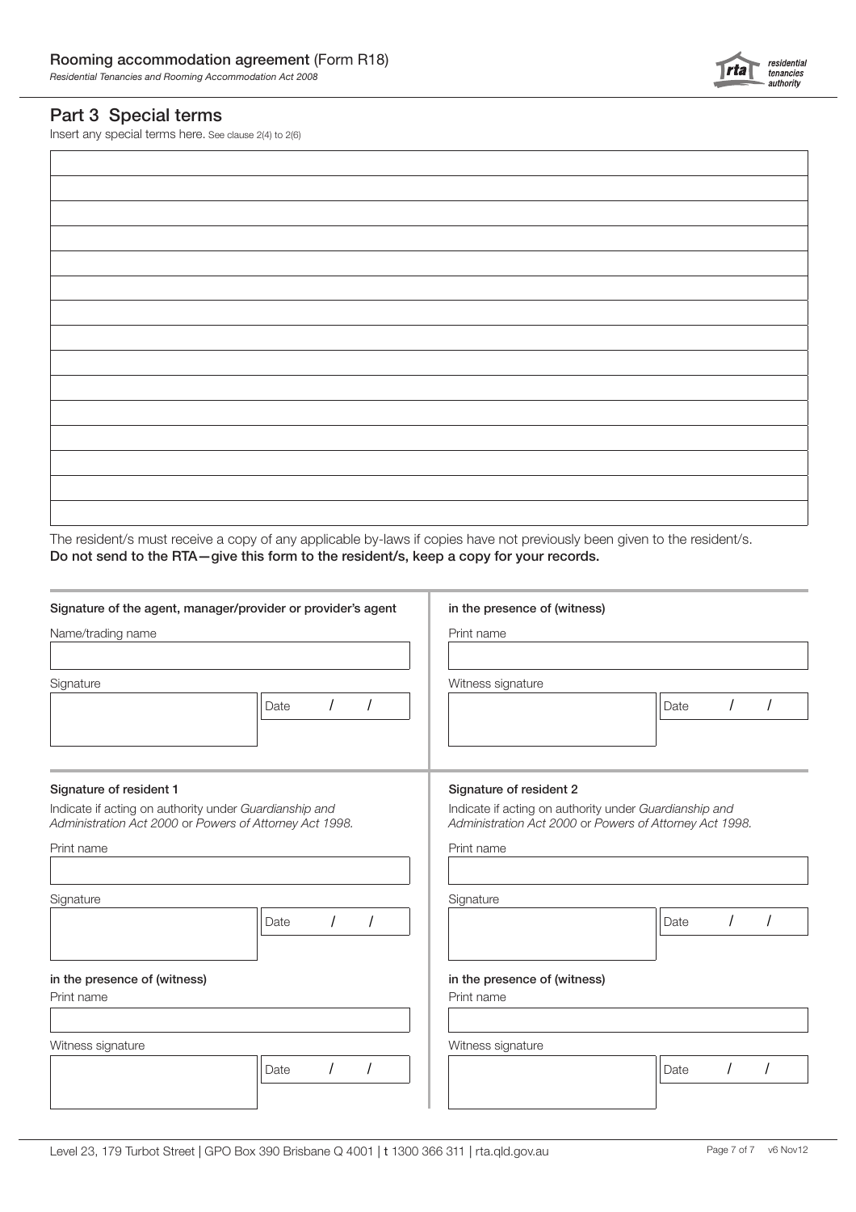## Rooming accommodation agreement (Form R18)

*Residential Tenancies and Rooming Accommodation Act 2008*

## Part 3 Special terms

Insert any special terms here. See clause 2(4) to 2(6)

The resident/s must receive a copy of any applicable by-laws if copies have not previously been given to the resident/s.

**Do not send to the RTA—give this form to the resident/s, keep a copy for your records.**

**Signature of the agent, manager/provider or provider's agent**

Name/trading name

Signature

Date / /

**in the presence of (witness)**

Print name

Witness signature

Date / /

**Signature of resident 1**

Indicate if acting on authority under *Guardianship and Administration Act 2000* or *Powers of Attorney Act 1998.*

Print name

Signature

Date / /

**in the presence of (witness)**

Print name

Witness signature

Date / /

**Signature of resident 2**

Indicate if acting on authority under *Guardianship and Administration Act 2000* or *Powers of Attorney Act 1998.*

Print name

Signature

Date / /

**in the presence of (witness)**

Print name

Witness signature

Date / /

Level 23, 179 Turbot Street | GPO Box 390 Brisbane Q 4001 | t 1300 366 311 | rta.qld.gov.au